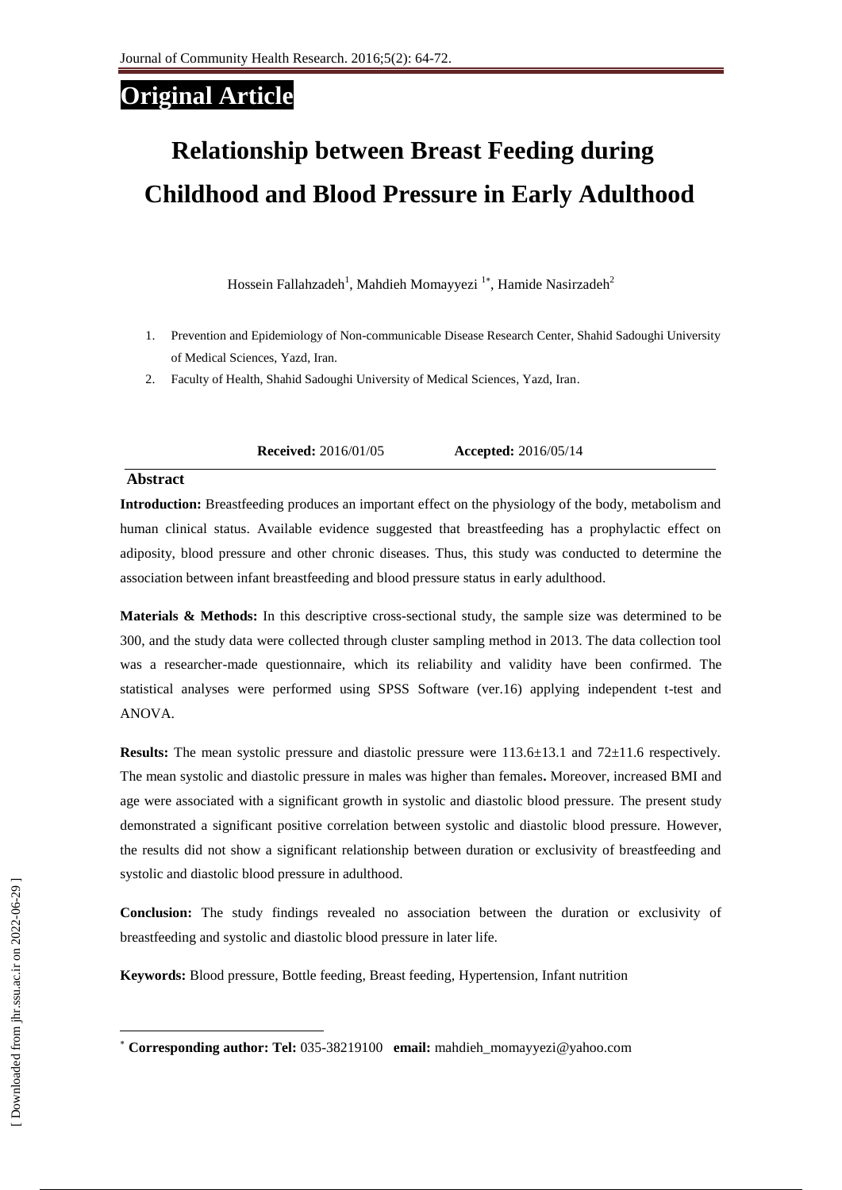Original Article

# Relationship between Breast Feeding during Childhood and Blood Pressure in Early Adulthood

Hossein Fallahzadeh[1], Mahdieh Momayyezi [1*], Hamide Nasirzadeh[2]

1. Prevention and Epidemiology of Non-communicable Disease Research Center, Shahid Sadoughi University of Medical Sciences, Yazd, Iran.
2. Faculty of Health, Shahid Sadoughi University of Medical Sciences, Yazd, Iran.

**Received:** 2016/01/05 **Accepted:** 2016/05/14

## Abstract

**Introduction:** Breastfeeding produces an important effect on the physiology of the body, metabolism and human clinical status. Available evidence suggested that breastfeeding has a prophylactic effect on adiposity, blood pressure and other chronic diseases. Thus, this study was conducted to determine the association between infant breastfeeding and blood pressure status in early adulthood.

**Materials & Methods:** In this descriptive cross-sectional study, the sample size was determined to be 300, and the study data were collected through cluster sampling method in 2013. The data collection tool was a researcher-made questionnaire, which its reliability and validity have been confirmed. The statistical analyses were performed using SPSS Software (ver.16) applying independent t-test and ANOVA.

**Results:** The mean systolic pressure and diastolic pressure were 113.6±13.1 and 72±11.6 respectively. The mean systolic and diastolic pressure in males was higher than females**.** Moreover, increased BMI and age were associated with a significant growth in systolic and diastolic blood pressure. The present study demonstrated a significant positive correlation between systolic and diastolic blood pressure. However, the results did not show a significant relationship between duration or exclusivity of breastfeeding and systolic and diastolic blood pressure in adulthood.

**Conclusion:** The study findings revealed no association between the duration or exclusivity of breastfeeding and systolic and diastolic blood pressure in later life.

**Keywords:** Blood pressure, Bottle feeding, Breast feeding, Hypertension, Infant nutrition

[*] **Corresponding author: Tel:** 035-38219100 **email:** mahdieh_momayyezi@yahoo.com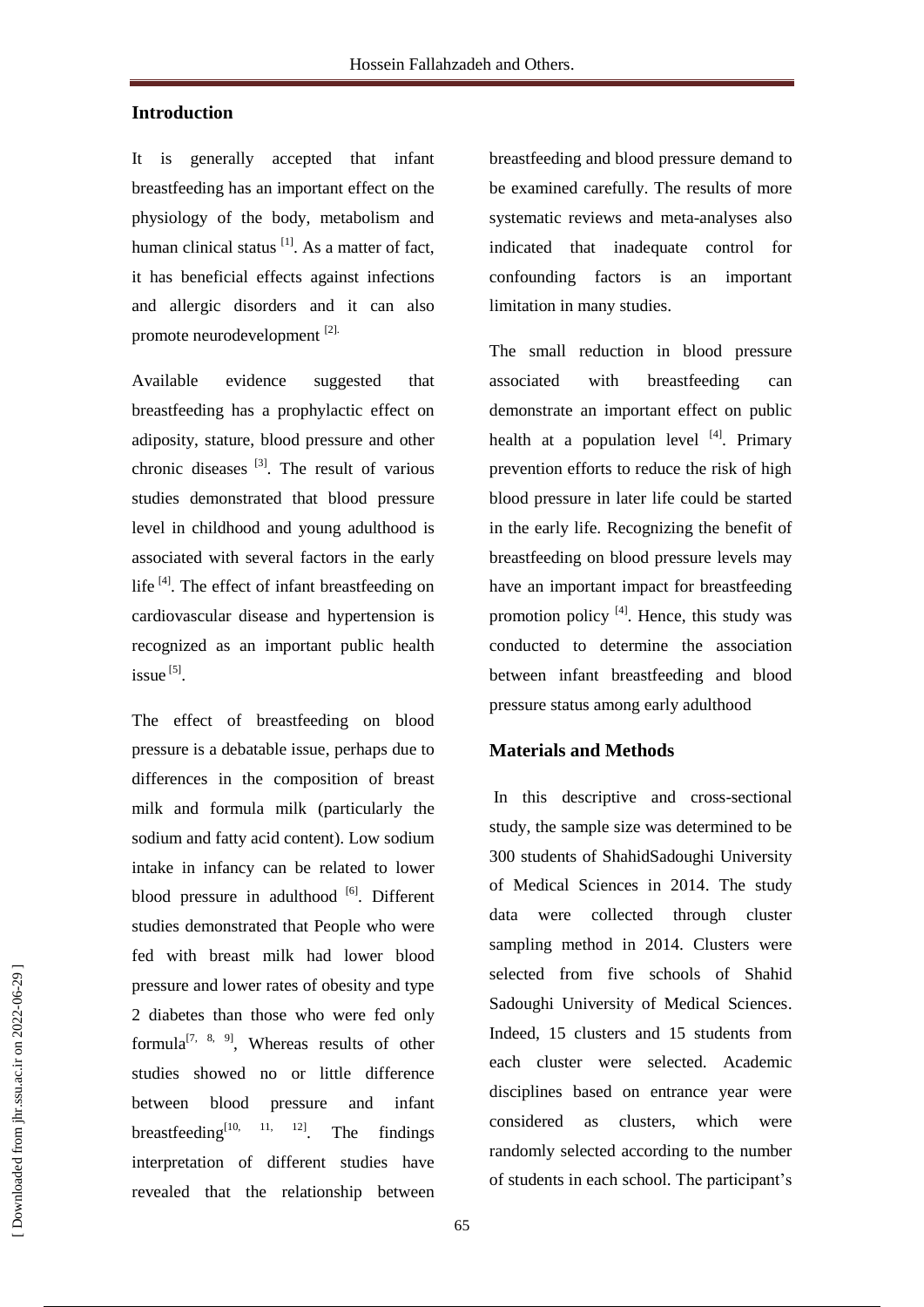## Introduction

It is generally accepted that infant breastfeeding has an important effect on the physiology of the body, metabolism and human clinical status [1]. As a matter of fact, it has beneficial effects against infections and allergic disorders and it can also promote neurodevelopment [2].

Available evidence suggested that breastfeeding has a prophylactic effect on adiposity, stature, blood pressure and other chronic diseases [3]. The result of various studies demonstrated that blood pressure level in childhood and young adulthood is associated with several factors in the early life [4]. The effect of infant breastfeeding on cardiovascular disease and hypertension is recognized as an important public health issue [5].

The effect of breastfeeding on blood pressure is a debatable issue, perhaps due to differences in the composition of breast milk and formula milk (particularly the sodium and fatty acid content). Low sodium intake in infancy can be related to lower blood pressure in adulthood [6]. Different studies demonstrated that People who were fed with breast milk had lower blood pressure and lower rates of obesity and type 2 diabetes than those who were fed only formula[7, 8, 9], Whereas results of other studies showed no or little difference between blood pressure and infant breastfeeding[10, 11, 12]. The findings interpretation of different studies have revealed that the relationship between breastfeeding and blood pressure demand to be examined carefully. The results of more systematic reviews and meta-analyses also indicated that inadequate control for confounding factors is an important limitation in many studies.

The small reduction in blood pressure associated with breastfeeding can demonstrate an important effect on public health at a population level [4]. Primary prevention efforts to reduce the risk of high blood pressure in later life could be started in the early life. Recognizing the benefit of breastfeeding on blood pressure levels may have an important impact for breastfeeding promotion policy [4]. Hence, this study was conducted to determine the association between infant breastfeeding and blood pressure status among early adulthood

## Materials and Methods

In this descriptive and cross-sectional study, the sample size was determined to be 300 students of ShahidSadoughi University of Medical Sciences in 2014. The study data were collected through cluster sampling method in 2014. Clusters were selected from five schools of Shahid Sadoughi University of Medical Sciences. Indeed, 15 clusters and 15 students from each cluster were selected. Academic disciplines based on entrance year were considered as clusters, which were randomly selected according to the number of students in each school. The participant's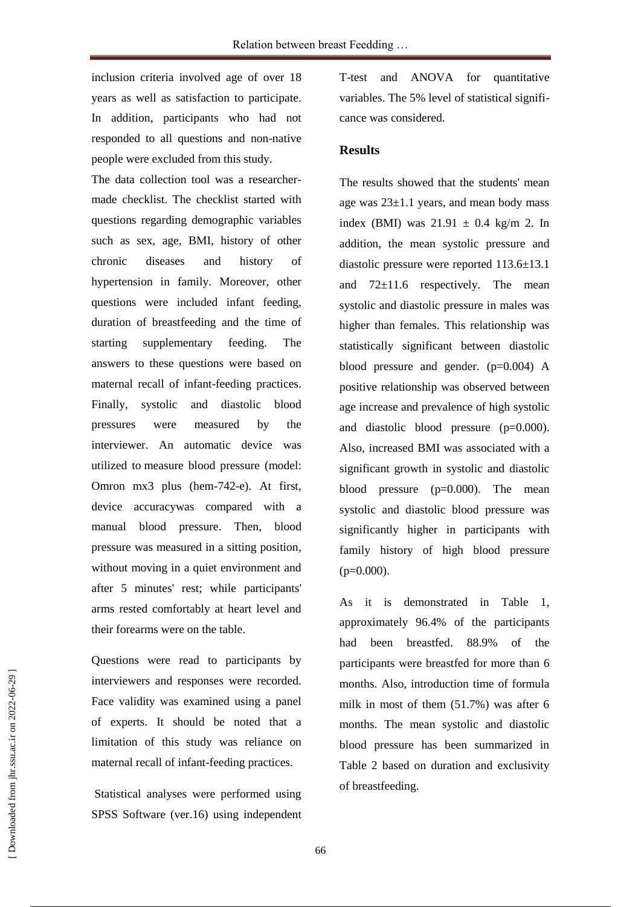inclusion criteria involved age of over 18 years as well as satisfaction to participate. In addition, participants who had not responded to all questions and non-native people were excluded from this study.

The data collection tool was a researcher-made checklist. The checklist started with questions regarding demographic variables such as sex, age, BMI, history of other chronic diseases and history of hypertension in family. Moreover, other questions were included infant feeding, duration of breastfeeding and the time of starting supplementary feeding. The answers to these questions were based on maternal recall of infant-feeding practices. Finally, systolic and diastolic blood pressures were measured by the interviewer. An automatic device was utilized to measure blood pressure (model: Omron mx3 plus (hem-742-e). At first, device accuracywas compared with a manual blood pressure. Then, blood pressure was measured in a sitting position, without moving in a quiet environment and after 5 minutes' rest; while participants' arms rested comfortably at heart level and their forearms were on the table.

Questions were read to participants by interviewers and responses were recorded. Face validity was examined using a panel of experts. It should be noted that a limitation of this study was reliance on maternal recall of infant-feeding practices.

Statistical analyses were performed using SPSS Software (ver.16) using independent T-test and ANOVA for quantitative variables. The 5% level of statistical significance was considered.

## Results

The results showed that the students' mean age was 23±1.1 years, and mean body mass index (BMI) was 21.91 ± 0.4 kg/m 2. In addition, the mean systolic pressure and diastolic pressure were reported 113.6±13.1 and 72±11.6 respectively. The mean systolic and diastolic pressure in males was higher than females. This relationship was statistically significant between diastolic blood pressure and gender. ($p=0.004$) A positive relationship was observed between age increase and prevalence of high systolic and diastolic blood pressure ($p=0.000$). Also, increased BMI was associated with a significant growth in systolic and diastolic blood pressure ($p=0.000$). The mean systolic and diastolic blood pressure was significantly higher in participants with family history of high blood pressure ($p=0.000$).

As it is demonstrated in Table 1, approximately 96.4% of the participants had been breastfed. 88.9% of the participants were breastfed for more than 6 months. Also, introduction time of formula milk in most of them (51.7%) was after 6 months. The mean systolic and diastolic blood pressure has been summarized in Table 2 based on duration and exclusivity of breastfeeding.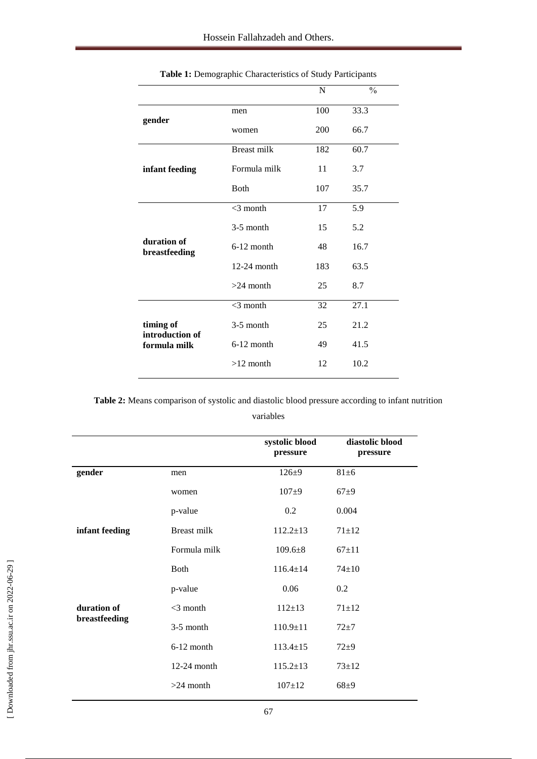**Table 1:** Demographic Characteristics of Study Participants

| | | N | % |
|---|---|---|---|
| **gender** | men | 100 | 33.3 |
| | women | 200 | 66.7 |
| **infant feeding** | Breast milk | 182 | 60.7 |
| | Formula milk | 11 | 3.7 |
| | Both | 107 | 35.7 |
| **duration of breastfeeding** | <3 month | 17 | 5.9 |
| | 3-5 month | 15 | 5.2 |
| | 6-12 month | 48 | 16.7 |
| | 12-24 month | 183 | 63.5 |
| | >24 month | 25 | 8.7 |
| **timing of introduction of formula milk** | <3 month | 32 | 27.1 |
| | 3-5 month | 25 | 21.2 |
| | 6-12 month | 49 | 41.5 |
| | >12 month | 12 | 10.2 |

**Table 2:** Means comparison of systolic and diastolic blood pressure according to infant nutrition variables

| | | **systolic blood pressure** | **diastolic blood pressure** |
|---|---|---|---|
| **gender** | men | 126±9 | 81±6 |
| | women | 107±9 | 67±9 |
| | p-value | 0.2 | 0.004 |
| **infant feeding** | Breast milk | 112.2±13 | 71±12 |
| | Formula milk | 109.6±8 | 67±11 |
| | Both | 116.4±14 | 74±10 |
| | p-value | 0.06 | 0.2 |
| **duration of breastfeeding** | <3 month | 112±13 | 71±12 |
| | 3-5 month | 110.9±11 | 72±7 |
| | 6-12 month | 113.4±15 | 72±9 |
| | 12-24 month | 115.2±13 | 73±12 |
| | >24 month | 107±12 | 68±9 |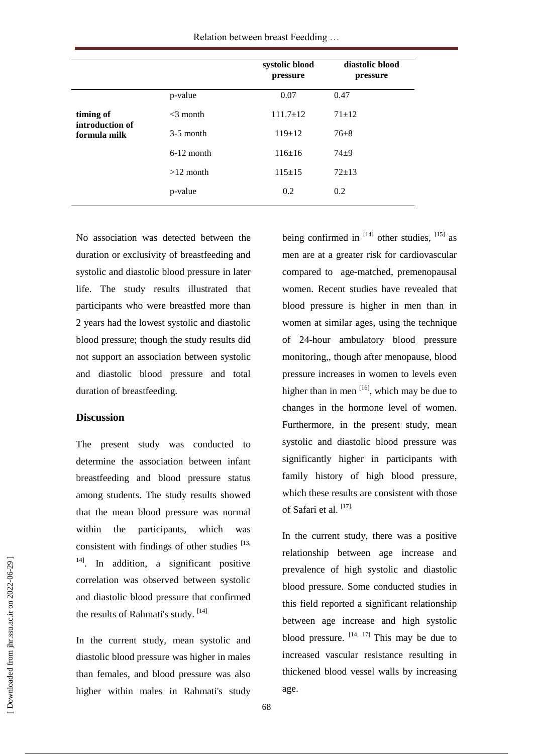| | | systolic blood pressure | diastolic blood pressure |
|---|---|---|---|
| | p-value | 0.07 | 0.47 |
| **timing of introduction of formula milk** | <3 month | 111.7±12 | 71±12 |
| | 3-5 month | 119±12 | 76±8 |
| | 6-12 month | 116±16 | 74±9 |
| | >12 month | 115±15 | 72±13 |
| | p-value | 0.2 | 0.2 |

No association was detected between the duration or exclusivity of breastfeeding and systolic and diastolic blood pressure in later life. The study results illustrated that participants who were breastfed more than 2 years had the lowest systolic and diastolic blood pressure; though the study results did not support an association between systolic and diastolic blood pressure and total duration of breastfeeding.

## Discussion

The present study was conducted to determine the association between infant breastfeeding and blood pressure status among students. The study results showed that the mean blood pressure was normal within the participants, which was consistent with findings of other studies [13, 14]. In addition, a significant positive correlation was observed between systolic and diastolic blood pressure that confirmed the results of Rahmati's study. [14]

In the current study, mean systolic and diastolic blood pressure was higher in males than females, and blood pressure was also higher within males in Rahmati's study being confirmed in [14] other studies, [15] as men are at a greater risk for cardiovascular compared to age-matched, premenopausal women. Recent studies have revealed that blood pressure is higher in men than in women at similar ages, using the technique of 24-hour ambulatory blood pressure monitoring,, though after menopause, blood pressure increases in women to levels even higher than in men [16], which may be due to changes in the hormone level of women. Furthermore, in the present study, mean systolic and diastolic blood pressure was significantly higher in participants with family history of high blood pressure, which these results are consistent with those of Safari et al. [17].

In the current study, there was a positive relationship between age increase and prevalence of high systolic and diastolic blood pressure. Some conducted studies in this field reported a significant relationship between age increase and high systolic blood pressure. [14, 17] This may be due to increased vascular resistance resulting in thickened blood vessel walls by increasing age.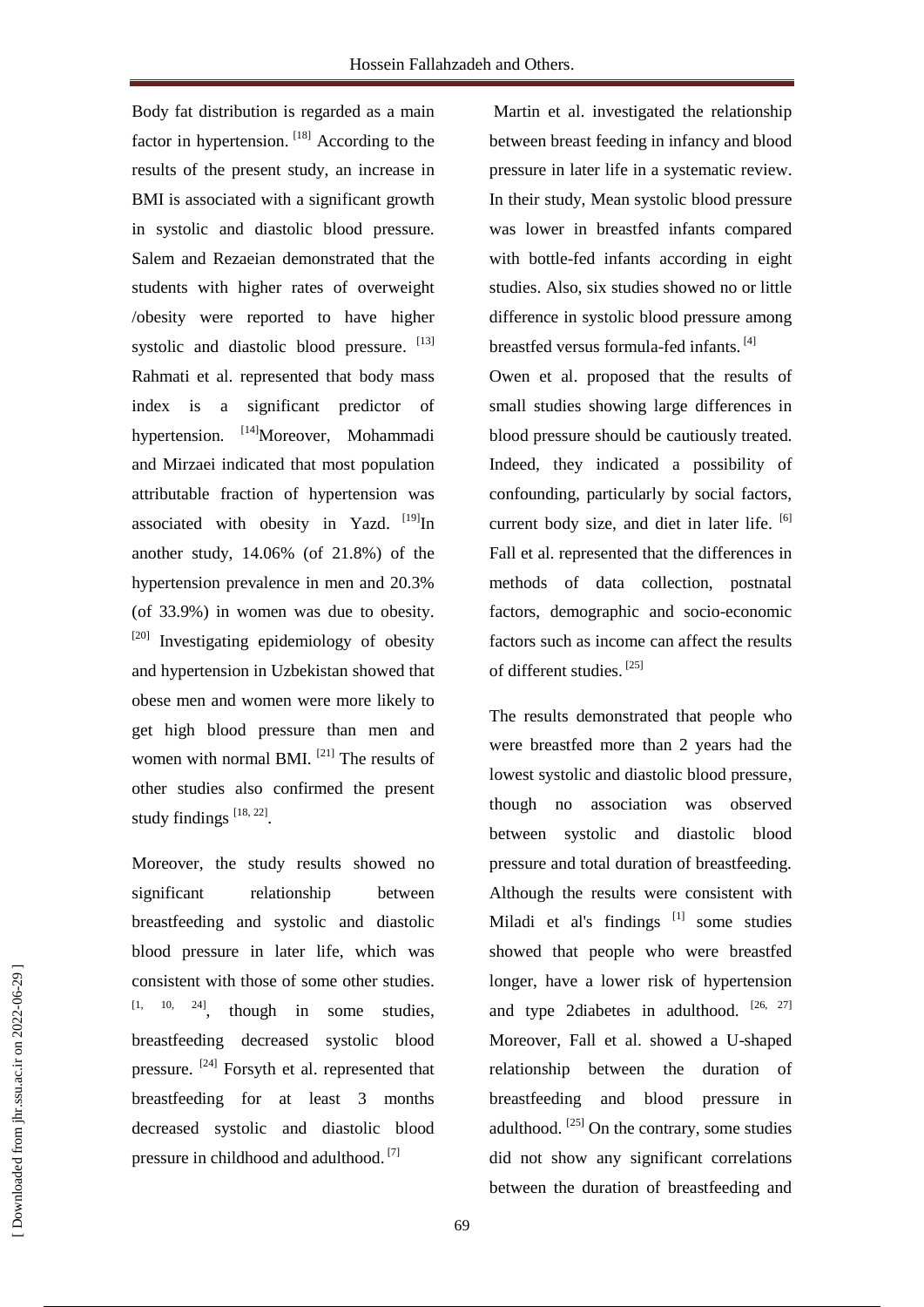Body fat distribution is regarded as a main factor in hypertension. [18] According to the results of the present study, an increase in BMI is associated with a significant growth in systolic and diastolic blood pressure. Salem and Rezaeian demonstrated that the students with higher rates of overweight /obesity were reported to have higher systolic and diastolic blood pressure. [13] Rahmati et al. represented that body mass index is a significant predictor of hypertension. [14]Moreover, Mohammadi and Mirzaei indicated that most population attributable fraction of hypertension was associated with obesity in Yazd. [19]In another study, 14.06% (of 21.8%) of the hypertension prevalence in men and 20.3% (of 33.9%) in women was due to obesity. [20] Investigating epidemiology of obesity and hypertension in Uzbekistan showed that obese men and women were more likely to get high blood pressure than men and women with normal BMI. [21] The results of other studies also confirmed the present study findings [18, 22].

Moreover, the study results showed no significant relationship between breastfeeding and systolic and diastolic blood pressure in later life, which was consistent with those of some other studies. [1, 10, 24], though in some studies, breastfeeding decreased systolic blood pressure. [24] Forsyth et al. represented that breastfeeding for at least 3 months decreased systolic and diastolic blood pressure in childhood and adulthood. [7]

Martin et al. investigated the relationship between breast feeding in infancy and blood pressure in later life in a systematic review. In their study, Mean systolic blood pressure was lower in breastfed infants compared with bottle-fed infants according in eight studies. Also, six studies showed no or little difference in systolic blood pressure among breastfed versus formula-fed infants. [4]
Owen et al. proposed that the results of small studies showing large differences in blood pressure should be cautiously treated. Indeed, they indicated a possibility of confounding, particularly by social factors, current body size, and diet in later life. [6] Fall et al. represented that the differences in methods of data collection, postnatal factors, demographic and socio-economic factors such as income can affect the results of different studies. [25]

The results demonstrated that people who were breastfed more than 2 years had the lowest systolic and diastolic blood pressure, though no association was observed between systolic and diastolic blood pressure and total duration of breastfeeding. Although the results were consistent with Miladi et al's findings [1] some studies showed that people who were breastfed longer, have a lower risk of hypertension and type 2diabetes in adulthood. [26, 27] Moreover, Fall et al. showed a U-shaped relationship between the duration of breastfeeding and blood pressure in adulthood. [25] On the contrary, some studies did not show any significant correlations between the duration of breastfeeding and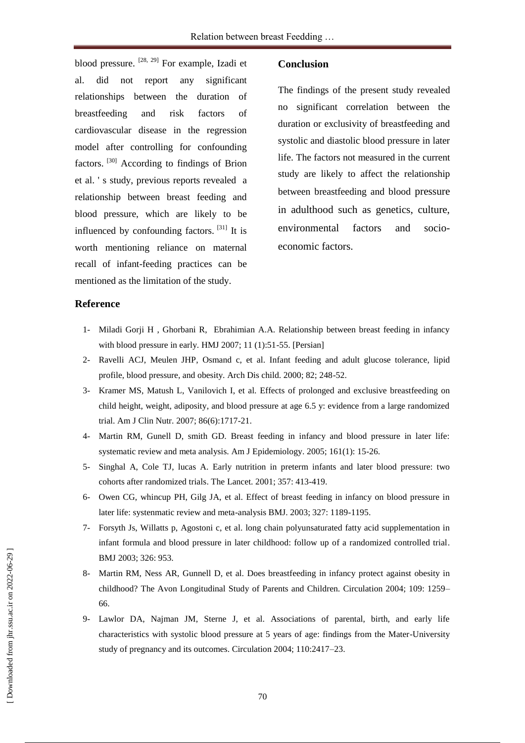blood pressure. [28, 29] For example, Izadi et al. did not report any significant relationships between the duration of breastfeeding and risk factors of cardiovascular disease in the regression model after controlling for confounding factors. [30] According to findings of Brion et al. ' s study, previous reports revealed a relationship between breast feeding and blood pressure, which are likely to be influenced by confounding factors. [31] It is worth mentioning reliance on maternal recall of infant-feeding practices can be mentioned as the limitation of the study.

## Conclusion

The findings of the present study revealed no significant correlation between the duration or exclusivity of breastfeeding and systolic and diastolic blood pressure in later life. The factors not measured in the current study are likely to affect the relationship between breastfeeding and blood pressure in adulthood such as genetics, culture, environmental factors and socio-economic factors.

## Reference

1- Miladi Gorji H , Ghorbani R, Ebrahimian A.A. Relationship between breast feeding in infancy with blood pressure in early. HMJ 2007; 11 (1):51-55. [Persian]

2- Ravelli ACJ, Meulen JHP, Osmand c, et al. Infant feeding and adult glucose tolerance, lipid profile, blood pressure, and obesity. Arch Dis child. 2000; 82; 248-52.

3- Kramer MS, Matush L, Vanilovich I, et al. Effects of prolonged and exclusive breastfeeding on child height, weight, adiposity, and blood pressure at age 6.5 y: evidence from a large randomized trial. Am J Clin Nutr. 2007; 86(6):1717-21.

4- Martin RM, Gunell D, smith GD. Breast feeding in infancy and blood pressure in later life: systematic review and meta analysis. Am J Epidemiology. 2005; 161(1): 15-26.

5- Singhal A, Cole TJ, lucas A. Early nutrition in preterm infants and later blood pressure: two cohorts after randomized trials. The Lancet. 2001; 357: 413-419.

6- Owen CG, whincup PH, Gilg JA, et al. Effect of breast feeding in infancy on blood pressure in later life: systenmatic review and meta-analysis BMJ. 2003; 327: 1189-1195.

7- Forsyth Js, Willatts p, Agostoni c, et al. long chain polyunsaturated fatty acid supplementation in infant formula and blood pressure in later childhood: follow up of a randomized controlled trial. BMJ 2003; 326: 953.

8- Martin RM, Ness AR, Gunnell D, et al. Does breastfeeding in infancy protect against obesity in childhood? The Avon Longitudinal Study of Parents and Children. Circulation 2004; 109: 1259–66.

9- Lawlor DA, Najman JM, Sterne J, et al. Associations of parental, birth, and early life characteristics with systolic blood pressure at 5 years of age: findings from the Mater-University study of pregnancy and its outcomes. Circulation 2004; 110:2417–23.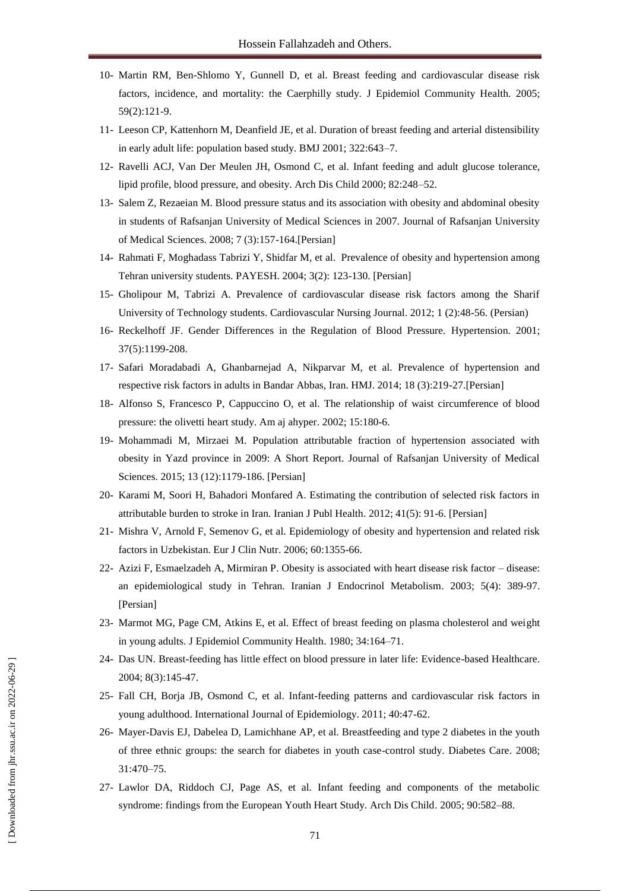10- Martin RM, Ben-Shlomo Y, Gunnell D, et al. Breast feeding and cardiovascular disease risk factors, incidence, and mortality: the Caerphilly study. J Epidemiol Community Health. 2005; 59(2):121-9.

11- Leeson CP, Kattenhorn M, Deanfield JE, et al. Duration of breast feeding and arterial distensibility in early adult life: population based study. BMJ 2001; 322:643–7.

12- Ravelli ACJ, Van Der Meulen JH, Osmond C, et al. Infant feeding and adult glucose tolerance, lipid profile, blood pressure, and obesity. Arch Dis Child 2000; 82:248–52.

13- Salem Z, Rezaeian M. Blood pressure status and its association with obesity and abdominal obesity in students of Rafsanjan University of Medical Sciences in 2007. Journal of Rafsanjan University of Medical Sciences. 2008; 7 (3):157-164.[Persian]

14- Rahmati F, Moghadass Tabrizi Y, Shidfar M, et al. Prevalence of obesity and hypertension among Tehran university students. PAYESH. 2004; 3(2): 123-130. [Persian]

15- Gholipour M, Tabrizi A. Prevalence of cardiovascular disease risk factors among the Sharif University of Technology students. Cardiovascular Nursing Journal. 2012; 1 (2):48-56. (Persian)

16- Reckelhoff JF. Gender Differences in the Regulation of Blood Pressure. Hypertension. 2001; 37(5):1199-208.

17- Safari Moradabadi A, Ghanbarnejad A, Nikparvar M, et al. Prevalence of hypertension and respective risk factors in adults in Bandar Abbas, Iran. HMJ. 2014; 18 (3):219-27.[Persian]

18- Alfonso S, Francesco P, Cappuccino O, et al. The relationship of waist circumference of blood pressure: the olivetti heart study. Am aj ahyper. 2002; 15:180-6.

19- Mohammadi M, Mirzaei M. Population attributable fraction of hypertension associated with obesity in Yazd province in 2009: A Short Report. Journal of Rafsanjan University of Medical Sciences. 2015; 13 (12):1179-186. [Persian]

20- Karami M, Soori H, Bahadori Monfared A. Estimating the contribution of selected risk factors in attributable burden to stroke in Iran. Iranian J Publ Health. 2012; 41(5): 91-6. [Persian]

21- Mishra V, Arnold F, Semenov G, et al. Epidemiology of obesity and hypertension and related risk factors in Uzbekistan. Eur J Clin Nutr. 2006; 60:1355-66.

22- Azizi F, Esmaelzadeh A, Mirmiran P. Obesity is associated with heart disease risk factor – disease: an epidemiological study in Tehran. Iranian J Endocrinol Metabolism. 2003; 5(4): 389-97. [Persian]

23- Marmot MG, Page CM, Atkins E, et al. Effect of breast feeding on plasma cholesterol and weight in young adults. J Epidemiol Community Health. 1980; 34:164–71.

24- Das UN. Breast-feeding has little effect on blood pressure in later life: Evidence-based Healthcare. 2004; 8(3):145-47.

25- Fall CH, Borja JB, Osmond C, et al. Infant-feeding patterns and cardiovascular risk factors in young adulthood. International Journal of Epidemiology. 2011; 40:47-62.

26- Mayer-Davis EJ, Dabelea D, Lamichhane AP, et al. Breastfeeding and type 2 diabetes in the youth of three ethnic groups: the search for diabetes in youth case-control study. Diabetes Care. 2008; 31:470–75.

27- Lawlor DA, Riddoch CJ, Page AS, et al. Infant feeding and components of the metabolic syndrome: findings from the European Youth Heart Study. Arch Dis Child. 2005; 90:582–88.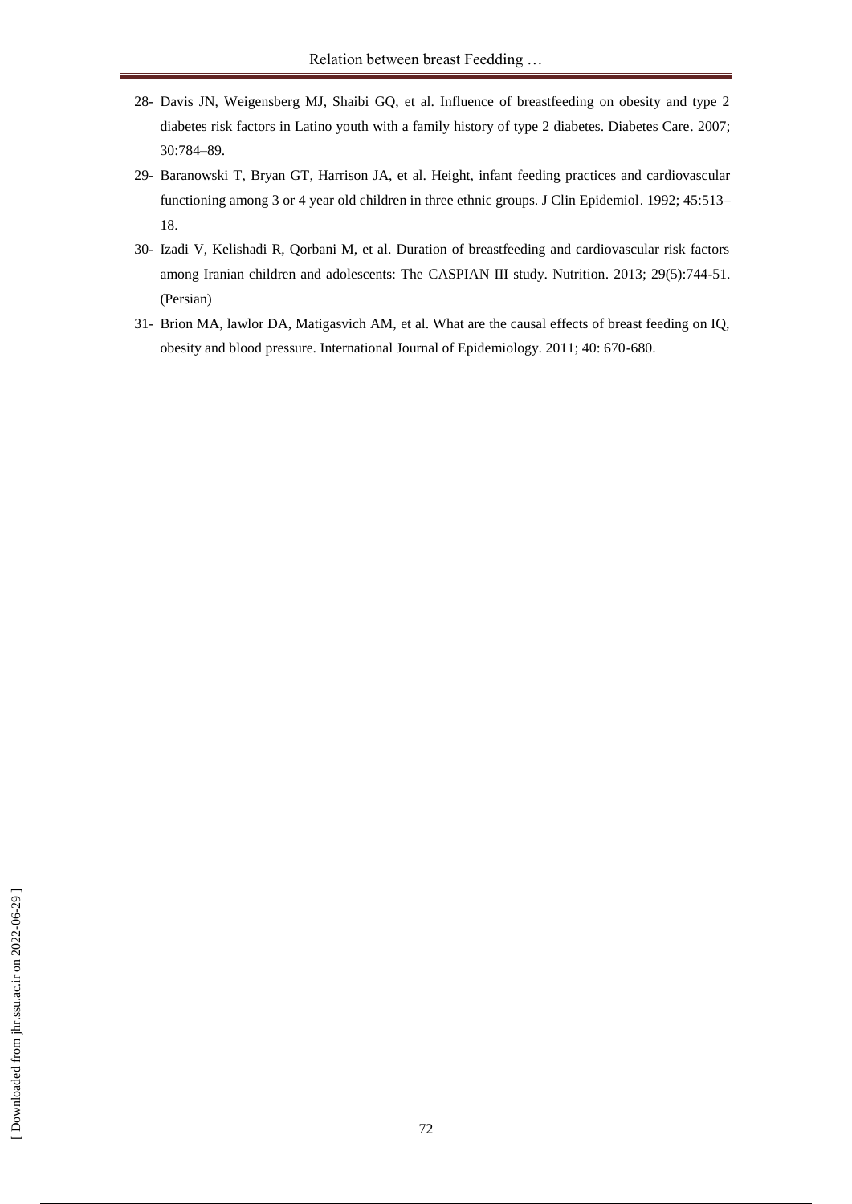28- Davis JN, Weigensberg MJ, Shaibi GQ, et al. Influence of breastfeeding on obesity and type 2 diabetes risk factors in Latino youth with a family history of type 2 diabetes. Diabetes Care. 2007; 30:784–89.

29- Baranowski T, Bryan GT, Harrison JA, et al. Height, infant feeding practices and cardiovascular functioning among 3 or 4 year old children in three ethnic groups. J Clin Epidemiol. 1992; 45:513–18.

30- Izadi V, Kelishadi R, Qorbani M, et al. Duration of breastfeeding and cardiovascular risk factors among Iranian children and adolescents: The CASPIAN III study. Nutrition. 2013; 29(5):744-51. (Persian)

31- Brion MA, lawlor DA, Matigasvich AM, et al. What are the causal effects of breast feeding on IQ, obesity and blood pressure. International Journal of Epidemiology. 2011; 40: 670-680.